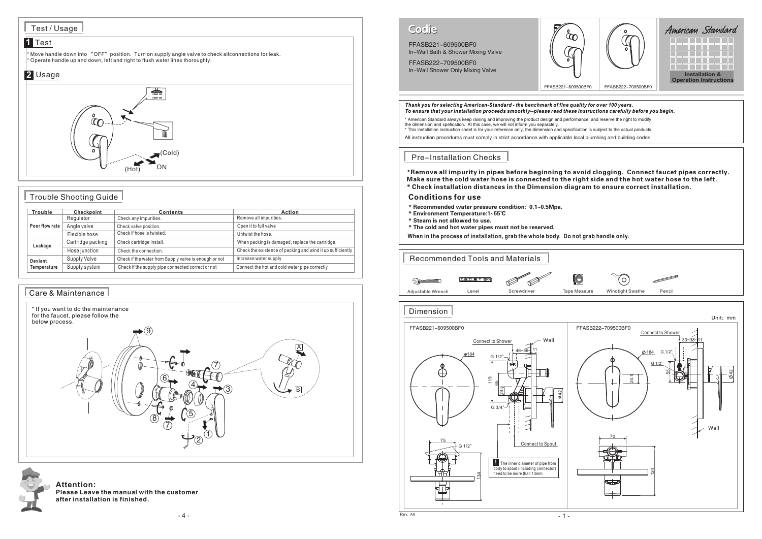## Test / Usage

### 1 Test

* Move handle down into "OFF" position. Turn on supply angle valve to check allconnections for leak.
* Operate handle up and down, left and right to flush water lines thoroughly.

### 2 Usage

(Cold)

(Hot) ON

## Trouble Shooting Guide

| Trouble | Checkpoint | Contents | Action |
|---|---|---|---|
| Poor flow rate | Regulator | Check any impurities. | Remove all impurities. |
| | Angle valve | Check valve position. | Open it to full valve |
| | Flexible hose | Check if hose is twisted. | Untwist the hose. |
| Leakage | Cartridge packing | Check cartridge install. | When packing is damaged, replace the cartridge. |
| | Hose junction | Check the connection. | Check the existence of packing and wind it up sufficiently |
| Deviant Temperature | Supply Valve | Check if the water from Supply valve is enough or not | Increase water supply |
| | Supply system | Check if the supply pipe connected correct or not | Connect the hot and cold water pipe correctly |

## Care & Maintenance

* If you want to do the maintenance for the faucet, please follow the below process.

**Attention:**
**Please Leave the manual with the customer after installation is finished.**

# Codie

FFASB221–609500BF0
In–Wall Bath & Shower Mixing Valve

FFASB222–709500BF0
In–Wall Shower Only Mixing Valve

FFASB221–609500BF0 FFASB222–709500BF0

American Standard

**Installation & Operation Instructions**

***Thank you for selecting American-Standard - the benchmark of fine quality for over 100 years.***
***To ensure that your installation proceeds smoothly--please read these instructions carefully before you begin.***

* American Standard always keep raising and improving the product design and performance, and reserve the right to modify the dimension and spefication. At this case, we will not inform you separately.
* This installation instruction sheet is for your reference only, the dimension and specification is subject to the actual products.

All instruction procedures must comply in strict accordance with applicable local plumbing and building codes

## Pre–Installation Checks

**\*Remove all impurity in pipes before beginning to avoid clogging. Connect faucet pipes correctly. Make sure the cold water hose is connected to the right side and the hot water hose to the left.**
**\* Check installation distances in the Dimension diagram to ensure correct installation.**

### Conditions for use

* **Recommended water pressure condition: 0.1~0.5Mpa.**
* **Environment Temperature:1~55℃**
* **Steam is not allowed to use.**
* **The cold and hot water pipes must not be reserved.**

**When in the process of installation, grab the whole body. Do not grab handle only.**

## Recommended Tools and Materials

Adjustable Wrench | Level | Screwdriver | Tape Measure | Windtight Swathe | Pencil

## Dimension

Unit：mm

FFASB221–609500BF0

Connect to Shower; Wall; ⌀184; G 1/2"; 46~56; 11; 119; 65; 24.5; ⌀42; G 3/4"; Connect to Spout; 75; G 1/2"; 134

! The inner diameter of pipe from body to spout (including connector) need to be more than 13mm

FFASB222–709500BF0

Connect to Shower; ⌀184; G 1/2"; G 1/2"; 30~38; 11; 55; 24.5; ⌀42; Wall; 70; 124

Rev. A0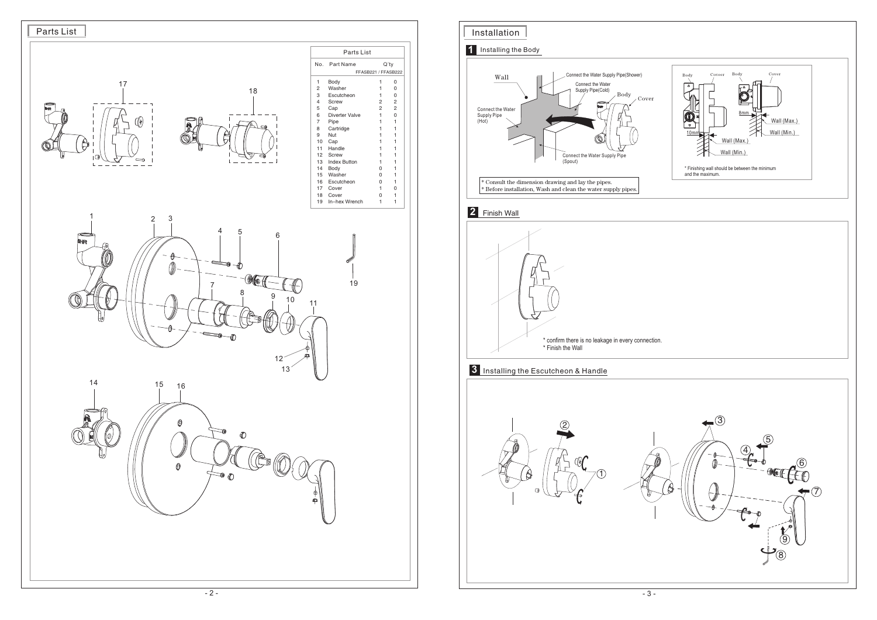## Parts List

| No. | Part Name | Q'ty FFASB221 | Q'ty FFASB222 |
|---|---|---|---|
| 1 | Body | 1 | 0 |
| 2 | Washer | 1 | 0 |
| 3 | Escutcheon | 1 | 0 |
| 4 | Screw | 2 | 2 |
| 5 | Cap | 2 | 2 |
| 6 | Diverter Valve | 1 | 0 |
| 7 | Pipe | 1 | 1 |
| 8 | Cartridge | 1 | 1 |
| 9 | Nut | 1 | 1 |
| 10 | Cap | 1 | 1 |
| 11 | Handle | 1 | 1 |
| 12 | Screw | 1 | 1 |
| 13 | Index Button | 1 | 1 |
| 14 | Body | 0 | 1 |
| 15 | Washer | 0 | 1 |
| 16 | Escutcheon | 0 | 1 |
| 17 | Cover | 1 | 0 |
| 18 | Cover | 0 | 1 |
| 19 | In–hex Wrench | 1 | 1 |

17
18
1
2
3
4
5
6
7
8
9
10
11
12
13
14
15
16
19

## Installation

### 1 Installing the Body

Wall
Connect the Water Supply Pipe(Shower)
Connect the Water Supply Pipe(Cold)
Body
Cover
Connect the Water Supply Pipe (Hot)
Connect the Water Supply Pipe (Spout)

\* Consult the dimension drawing and lay the pipes.
\* Before installation, Wash and clean the water supply pipes.

Body
Coveer
Body
Cover
8mm
Wall (Max.)
Wall (Min.)
10mm
Wall (Max.)
Wall (Min.)

\* Finishing wall should be between the minimum and the maximum.

### 2 Finish Wall

\* confirm there is no leakage in every connection.
\* Finish the Wall

### 3 Installing the Escutcheon & Handle

1
2
3
4
5
6
7
8
9